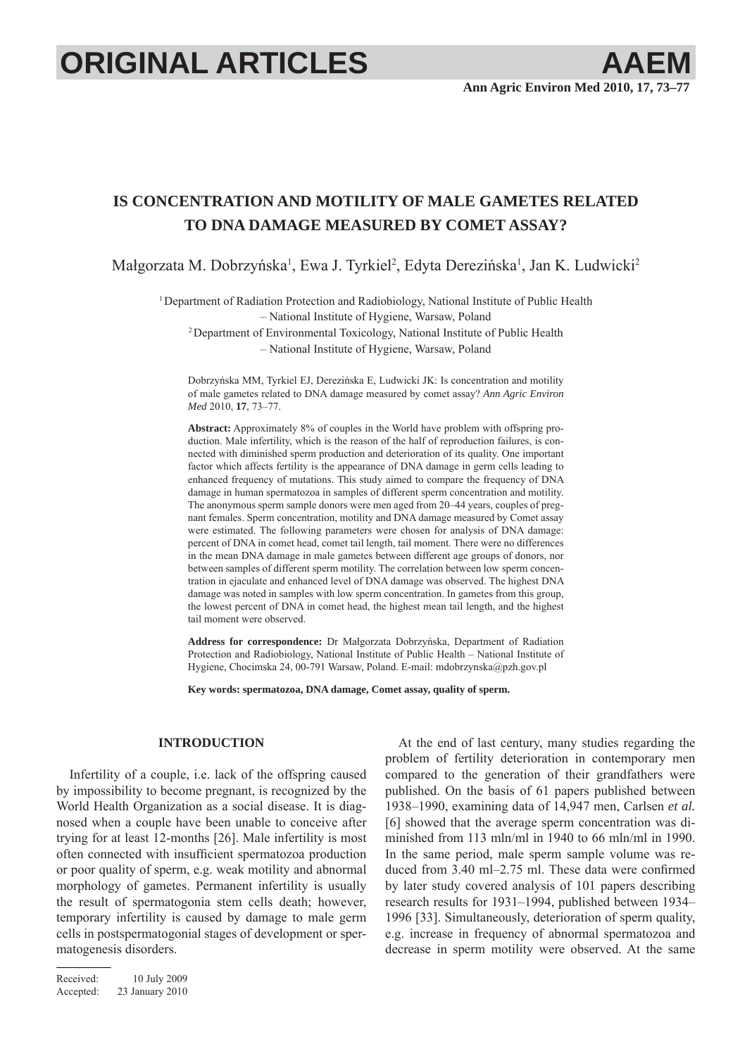# IS CONCENTRATION AND MOTILITY OF MALE GAMETES RELATED TO DNA DAMAGE MEASURED BY COMET ASSAY?

Małgorzata M. Dobrzyńska[1], Ewa J. Tyrkiel[2], Edyta Derezińska[1], Jan K. Ludwicki[2]

[1] Department of Radiation Protection and Radiobiology, National Institute of Public Health – National Institute of Hygiene, Warsaw, Poland

[2] Department of Environmental Toxicology, National Institute of Public Health – National Institute of Hygiene, Warsaw, Poland

Dobrzyńska MM, Tyrkiel EJ, Derezińska E, Ludwicki JK: Is concentration and motility of male gametes related to DNA damage measured by comet assay? *Ann Agric Environ Med* 2010, **17**, 73–77.

**Abstract:** Approximately 8% of couples in the World have problem with offspring production. Male infertility, which is the reason of the half of reproduction failures, is connected with diminished sperm production and deterioration of its quality. One important factor which affects fertility is the appearance of DNA damage in germ cells leading to enhanced frequency of mutations. This study aimed to compare the frequency of DNA damage in human spermatozoa in samples of different sperm concentration and motility. The anonymous sperm sample donors were men aged from 20–44 years, couples of pregnant females. Sperm concentration, motility and DNA damage measured by Comet assay were estimated. The following parameters were chosen for analysis of DNA damage: percent of DNA in comet head, comet tail length, tail moment. There were no differences in the mean DNA damage in male gametes between different age groups of donors, nor between samples of different sperm motility. The correlation between low sperm concentration in ejaculate and enhanced level of DNA damage was observed. The highest DNA damage was noted in samples with low sperm concentration. In gametes from this group, the lowest percent of DNA in comet head, the highest mean tail length, and the highest tail moment were observed.

**Address for correspondence:** Dr Małgorzata Dobrzyńska, Department of Radiation Protection and Radiobiology, National Institute of Public Health – National Institute of Hygiene, Chocimska 24, 00-791 Warsaw, Poland. E-mail: mdobrzynska@pzh.gov.pl

**Key words: spermatozoa, DNA damage, Comet assay, quality of sperm.**

## INTRODUCTION

Infertility of a couple, i.e. lack of the offspring caused by impossibility to become pregnant, is recognized by the World Health Organization as a social disease. It is diagnosed when a couple have been unable to conceive after trying for at least 12-months [26]. Male infertility is most often connected with insufficient spermatozoa production or poor quality of sperm, e.g. weak motility and abnormal morphology of gametes. Permanent infertility is usually the result of spermatogonia stem cells death; however, temporary infertility is caused by damage to male germ cells in postspermatogonial stages of development or spermatogenesis disorders.

At the end of last century, many studies regarding the problem of fertility deterioration in contemporary men compared to the generation of their grandfathers were published. On the basis of 61 papers published between 1938–1990, examining data of 14,947 men, Carlsen *et al.* [6] showed that the average sperm concentration was diminished from 113 mln/ml in 1940 to 66 mln/ml in 1990. In the same period, male sperm sample volume was reduced from 3.40 ml–2.75 ml. These data were confirmed by later study covered analysis of 101 papers describing research results for 1931–1994, published between 1934–1996 [33]. Simultaneously, deterioration of sperm quality, e.g. increase in frequency of abnormal spermatozoa and decrease in sperm motility were observed. At the same

Received: 10 July 2009
Accepted: 23 January 2010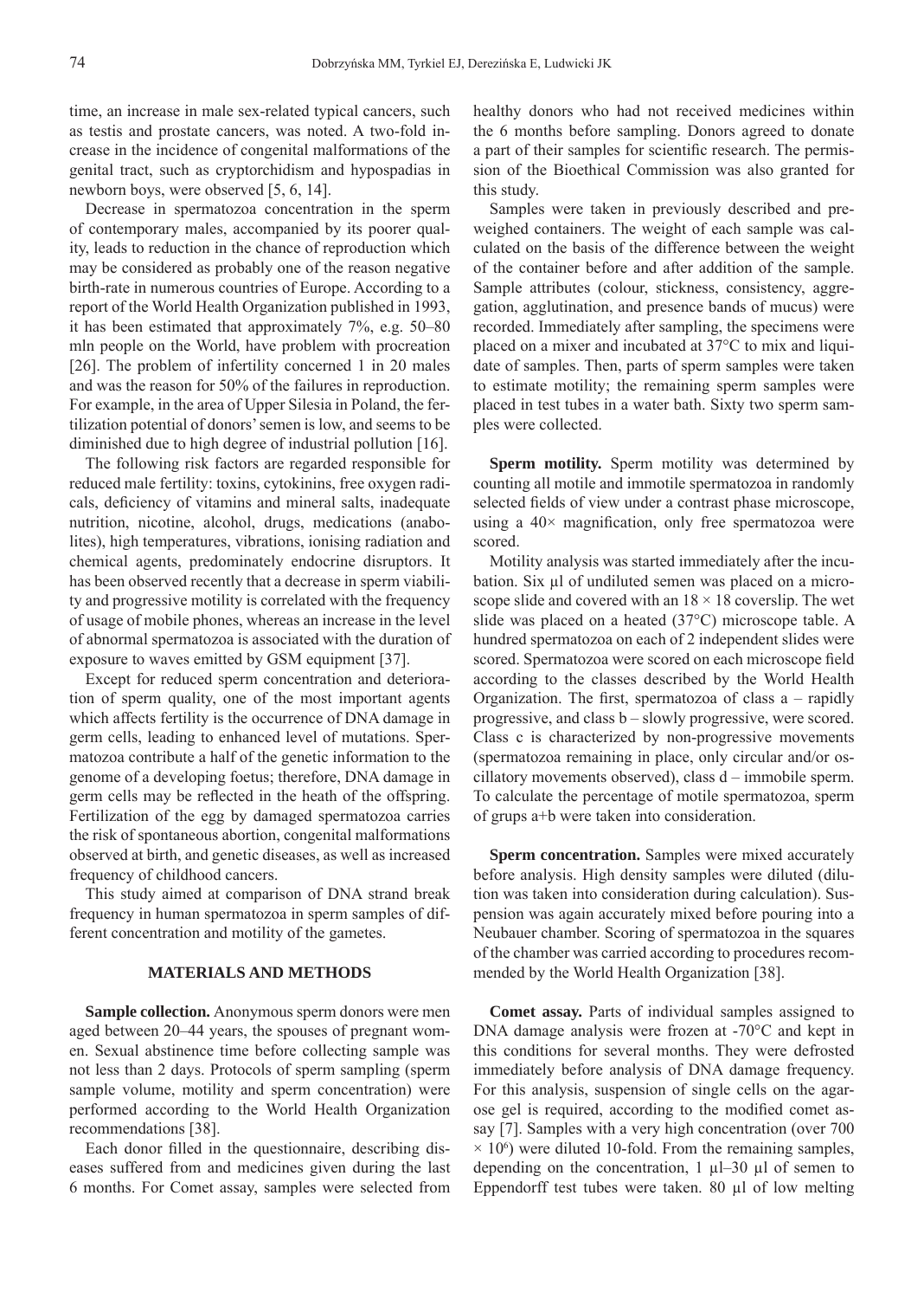time, an increase in male sex-related typical cancers, such as testis and prostate cancers, was noted. A two-fold increase in the incidence of congenital malformations of the genital tract, such as cryptorchidism and hypospadias in newborn boys, were observed [5, 6, 14].

Decrease in spermatozoa concentration in the sperm of contemporary males, accompanied by its poorer quality, leads to reduction in the chance of reproduction which may be considered as probably one of the reason negative birth-rate in numerous countries of Europe. According to a report of the World Health Organization published in 1993, it has been estimated that approximately 7%, e.g. 50–80 mln people on the World, have problem with procreation [26]. The problem of infertility concerned 1 in 20 males and was the reason for 50% of the failures in reproduction. For example, in the area of Upper Silesia in Poland, the fertilization potential of donors' semen is low, and seems to be diminished due to high degree of industrial pollution [16].

The following risk factors are regarded responsible for reduced male fertility: toxins, cytokinins, free oxygen radicals, deficiency of vitamins and mineral salts, inadequate nutrition, nicotine, alcohol, drugs, medications (anabolites), high temperatures, vibrations, ionising radiation and chemical agents, predominately endocrine disruptors. It has been observed recently that a decrease in sperm viability and progressive motility is correlated with the frequency of usage of mobile phones, whereas an increase in the level of abnormal spermatozoa is associated with the duration of exposure to waves emitted by GSM equipment [37].

Except for reduced sperm concentration and deterioration of sperm quality, one of the most important agents which affects fertility is the occurrence of DNA damage in germ cells, leading to enhanced level of mutations. Spermatozoa contribute a half of the genetic information to the genome of a developing foetus; therefore, DNA damage in germ cells may be reflected in the heath of the offspring. Fertilization of the egg by damaged spermatozoa carries the risk of spontaneous abortion, congenital malformations observed at birth, and genetic diseases, as well as increased frequency of childhood cancers.

This study aimed at comparison of DNA strand break frequency in human spermatozoa in sperm samples of different concentration and motility of the gametes.

## MATERIALS AND METHODS

**Sample collection.** Anonymous sperm donors were men aged between 20–44 years, the spouses of pregnant women. Sexual abstinence time before collecting sample was not less than 2 days. Protocols of sperm sampling (sperm sample volume, motility and sperm concentration) were performed according to the World Health Organization recommendations [38].

Each donor filled in the questionnaire, describing diseases suffered from and medicines given during the last 6 months. For Comet assay, samples were selected from healthy donors who had not received medicines within the 6 months before sampling. Donors agreed to donate a part of their samples for scientific research. The permission of the Bioethical Commission was also granted for this study.

Samples were taken in previously described and preweighed containers. The weight of each sample was calculated on the basis of the difference between the weight of the container before and after addition of the sample. Sample attributes (colour, stickness, consistency, aggregation, agglutination, and presence bands of mucus) were recorded. Immediately after sampling, the specimens were placed on a mixer and incubated at 37°C to mix and liquidate of samples. Then, parts of sperm samples were taken to estimate motility; the remaining sperm samples were placed in test tubes in a water bath. Sixty two sperm samples were collected.

**Sperm motility.** Sperm motility was determined by counting all motile and immotile spermatozoa in randomly selected fields of view under a contrast phase microscope, using a 40× magnification, only free spermatozoa were scored.

Motility analysis was started immediately after the incubation. Six µl of undiluted semen was placed on a microscope slide and covered with an 18 × 18 coverslip. The wet slide was placed on a heated (37°C) microscope table. A hundred spermatozoa on each of 2 independent slides were scored. Spermatozoa were scored on each microscope field according to the classes described by the World Health Organization. The first, spermatozoa of class a – rapidly progressive, and class b – slowly progressive, were scored. Class c is characterized by non-progressive movements (spermatozoa remaining in place, only circular and/or oscillatory movements observed), class d – immobile sperm. To calculate the percentage of motile spermatozoa, sperm of grups a+b were taken into consideration.

**Sperm concentration.** Samples were mixed accurately before analysis. High density samples were diluted (dilution was taken into consideration during calculation). Suspension was again accurately mixed before pouring into a Neubauer chamber. Scoring of spermatozoa in the squares of the chamber was carried according to procedures recommended by the World Health Organization [38].

**Comet assay.** Parts of individual samples assigned to DNA damage analysis were frozen at -70°C and kept in this conditions for several months. They were defrosted immediately before analysis of DNA damage frequency. For this analysis, suspension of single cells on the agarose gel is required, according to the modified comet assay [7]. Samples with a very high concentration (over 700 $\times 10^6$) were diluted 10-fold. From the remaining samples, depending on the concentration, 1 µl–30 µl of semen to Eppendorff test tubes were taken. 80 µl of low melting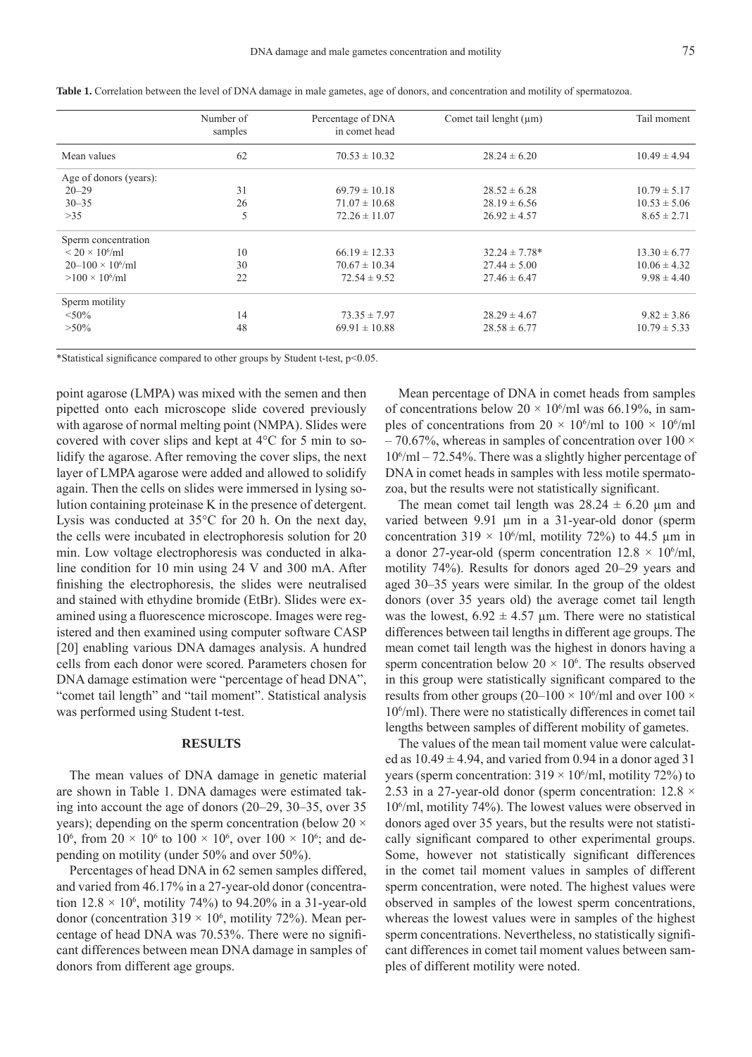**Table 1.** Correlation between the level of DNA damage in male gametes, age of donors, and concentration and motility of spermatozoa.

| | Number of samples | Percentage of DNA in comet head | Comet tail lenght (µm) | Tail moment |
|---|---|---|---|---|
| Mean values | 62 | $70.53 \pm 10.32$ | $28.24 \pm 6.20$ | $10.49 \pm 4.94$ |
| Age of donors (years): | | | | |
| 20–29 | 31 | $69.79 \pm 10.18$ | $28.52 \pm 6.28$ | $10.79 \pm 5.17$ |
| 30–35 | 26 | $71.07 \pm 10.68$ | $28.19 \pm 6.56$ | $10.53 \pm 5.06$ |
| >35 | 5 | $72.26 \pm 11.07$ | $26.92 \pm 4.57$ | $8.65 \pm 2.71$ |
| Sperm concentration | | | | |
| $< 20 \times 10^6$/ml | 10 | $66.19 \pm 12.33$ | $32.24 \pm 7.78$* | $13.30 \pm 6.77$ |
| $20–100 \times 10^6$/ml | 30 | $70.67 \pm 10.34$ | $27.44 \pm 5.00$ | $10.06 \pm 4.32$ |
| $>100 \times 10^6$/ml | 22 | $72.54 \pm 9.52$ | $27.46 \pm 6.47$ | $9.98 \pm 4.40$ |
| Sperm motility | | | | |
| <50% | 14 | $73.35 \pm 7.97$ | $28.29 \pm 4.67$ | $9.82 \pm 3.86$ |
| >50% | 48 | $69.91 \pm 10.88$ | $28.58 \pm 6.77$ | $10.79 \pm 5.33$ |

*Statistical significance compared to other groups by Student t-test, $p<0.05$.

point agarose (LMPA) was mixed with the semen and then pipetted onto each microscope slide covered previously with agarose of normal melting point (NMPA). Slides were covered with cover slips and kept at 4°C for 5 min to solidify the agarose. After removing the cover slips, the next layer of LMPA agarose were added and allowed to solidify again. Then the cells on slides were immersed in lysing solution containing proteinase K in the presence of detergent. Lysis was conducted at 35°C for 20 h. On the next day, the cells were incubated in electrophoresis solution for 20 min. Low voltage electrophoresis was conducted in alkaline condition for 10 min using 24 V and 300 mA. After finishing the electrophoresis, the slides were neutralised and stained with ethydine bromide (EtBr). Slides were examined using a fluorescence microscope. Images were registered and then examined using computer software CASP [20] enabling various DNA damages analysis. A hundred cells from each donor were scored. Parameters chosen for DNA damage estimation were "percentage of head DNA", "comet tail length" and "tail moment". Statistical analysis was performed using Student t-test.

## RESULTS

The mean values of DNA damage in genetic material are shown in Table 1. DNA damages were estimated taking into account the age of donors (20–29, 30–35, over 35 years); depending on the sperm concentration (below $20 \times 10^6$, from $20 \times 10^6$ to $100 \times 10^6$, over $100 \times 10^6$; and depending on motility (under 50% and over 50%).

Percentages of head DNA in 62 semen samples differed, and varied from 46.17% in a 27-year-old donor (concentration $12.8 \times 10^6$, motility 74%) to 94.20% in a 31-year-old donor (concentration $319 \times 10^6$, motility 72%). Mean percentage of head DNA was 70.53%. There were no significant differences between mean DNA damage in samples of donors from different age groups.

Mean percentage of DNA in comet heads from samples of concentrations below $20 \times 10^6$/ml was 66.19%, in samples of concentrations from $20 \times 10^6$/ml to $100 \times 10^6$/ml – 70.67%, whereas in samples of concentration over $100 \times 10^6$/ml – 72.54%. There was a slightly higher percentage of DNA in comet heads in samples with less motile spermatozoa, but the results were not statistically significant.

The mean comet tail length was $28.24 \pm 6.20$ µm and varied between 9.91 µm in a 31-year-old donor (sperm concentration $319 \times 10^6$/ml, motility 72%) to 44.5 µm in a donor 27-year-old (sperm concentration $12.8 \times 10^6$/ml, motility 74%). Results for donors aged 20–29 years and aged 30–35 years were similar. In the group of the oldest donors (over 35 years old) the average comet tail length was the lowest, $6.92 \pm 4.57$ µm. There were no statistical differences between tail lengths in different age groups. The mean comet tail length was the highest in donors having a sperm concentration below $20 \times 10^6$. The results observed in this group were statistically significant compared to the results from other groups ($20–100 \times 10^6$/ml and over $100 \times 10^6$/ml). There were no statistically differences in comet tail lengths between samples of different mobility of gametes.

The values of the mean tail moment value were calculated as $10.49 \pm 4.94$, and varied from 0.94 in a donor aged 31 years (sperm concentration: $319 \times 10^6$/ml, motility 72%) to 2.53 in a 27-year-old donor (sperm concentration: $12.8 \times 10^6$/ml, motility 74%). The lowest values were observed in donors aged over 35 years, but the results were not statistically significant compared to other experimental groups. Some, however not statistically significant differences in the comet tail moment values in samples of different sperm concentration, were noted. The highest values were observed in samples of the lowest sperm concentrations, whereas the lowest values were in samples of the highest sperm concentrations. Nevertheless, no statistically significant differences in comet tail moment values between samples of different motility were noted.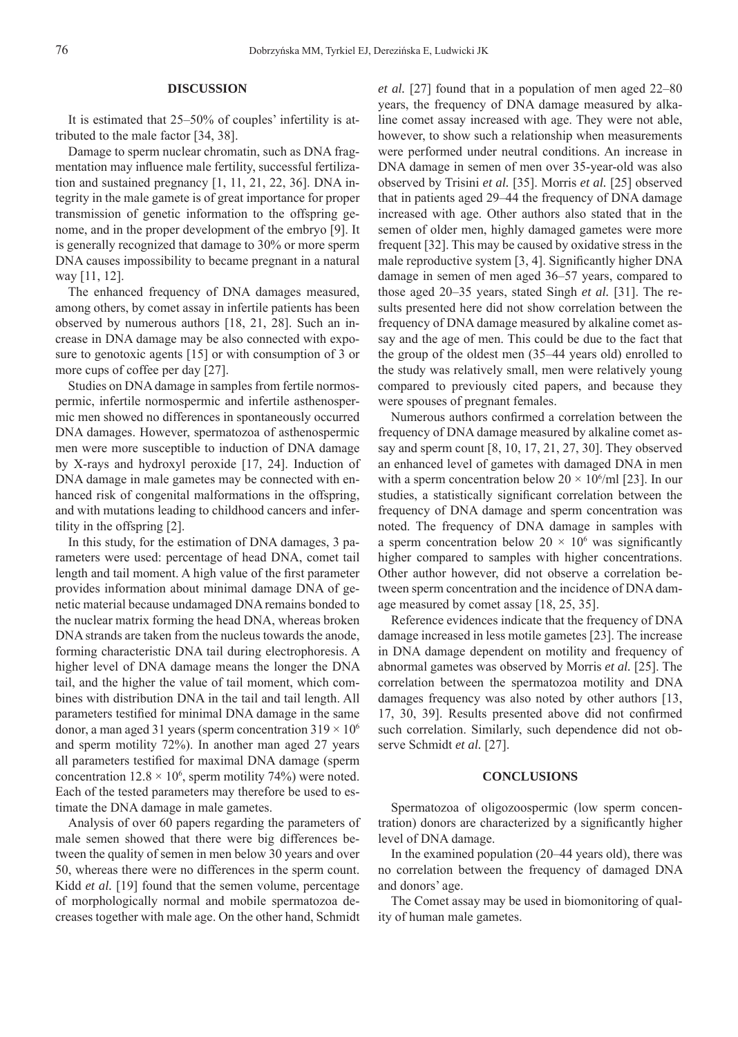## DISCUSSION

It is estimated that 25–50% of couples' infertility is attributed to the male factor [34, 38].

Damage to sperm nuclear chromatin, such as DNA fragmentation may influence male fertility, successful fertilization and sustained pregnancy [1, 11, 21, 22, 36]. DNA integrity in the male gamete is of great importance for proper transmission of genetic information to the offspring genome, and in the proper development of the embryo [9]. It is generally recognized that damage to 30% or more sperm DNA causes impossibility to became pregnant in a natural way [11, 12].

The enhanced frequency of DNA damages measured, among others, by comet assay in infertile patients has been observed by numerous authors [18, 21, 28]. Such an increase in DNA damage may be also connected with exposure to genotoxic agents [15] or with consumption of 3 or more cups of coffee per day [27].

Studies on DNA damage in samples from fertile normospermic, infertile normospermic and infertile asthenospermic men showed no differences in spontaneously occurred DNA damages. However, spermatozoa of asthenospermic men were more susceptible to induction of DNA damage by X-rays and hydroxyl peroxide [17, 24]. Induction of DNA damage in male gametes may be connected with enhanced risk of congenital malformations in the offspring, and with mutations leading to childhood cancers and infertility in the offspring [2].

In this study, for the estimation of DNA damages, 3 parameters were used: percentage of head DNA, comet tail length and tail moment. A high value of the first parameter provides information about minimal damage DNA of genetic material because undamaged DNA remains bonded to the nuclear matrix forming the head DNA, whereas broken DNA strands are taken from the nucleus towards the anode, forming characteristic DNA tail during electrophoresis. A higher level of DNA damage means the longer the DNA tail, and the higher the value of tail moment, which combines with distribution DNA in the tail and tail length. All parameters testified for minimal DNA damage in the same donor, a man aged 31 years (sperm concentration $319 \times 10^6$ and sperm motility 72%). In another man aged 27 years all parameters testified for maximal DNA damage (sperm concentration $12.8 \times 10^6$, sperm motility 74%) were noted. Each of the tested parameters may therefore be used to estimate the DNA damage in male gametes.

Analysis of over 60 papers regarding the parameters of male semen showed that there were big differences between the quality of semen in men below 30 years and over 50, whereas there were no differences in the sperm count. Kidd *et al.* [19] found that the semen volume, percentage of morphologically normal and mobile spermatozoa decreases together with male age. On the other hand, Schmidt *et al.* [27] found that in a population of men aged 22–80 years, the frequency of DNA damage measured by alkaline comet assay increased with age. They were not able, however, to show such a relationship when measurements were performed under neutral conditions. An increase in DNA damage in semen of men over 35-year-old was also observed by Trisini *et al.* [35]. Morris *et al.* [25] observed that in patients aged 29–44 the frequency of DNA damage increased with age. Other authors also stated that in the semen of older men, highly damaged gametes were more frequent [32]. This may be caused by oxidative stress in the male reproductive system [3, 4]. Significantly higher DNA damage in semen of men aged 36–57 years, compared to those aged 20–35 years, stated Singh *et al.* [31]. The results presented here did not show correlation between the frequency of DNA damage measured by alkaline comet assay and the age of men. This could be due to the fact that the group of the oldest men (35–44 years old) enrolled to the study was relatively small, men were relatively young compared to previously cited papers, and because they were spouses of pregnant females.

Numerous authors confirmed a correlation between the frequency of DNA damage measured by alkaline comet assay and sperm count [8, 10, 17, 21, 27, 30]. They observed an enhanced level of gametes with damaged DNA in men with a sperm concentration below $20 \times 10^6$/ml [23]. In our studies, a statistically significant correlation between the frequency of DNA damage and sperm concentration was noted. The frequency of DNA damage in samples with a sperm concentration below $20 \times 10^6$ was significantly higher compared to samples with higher concentrations. Other author however, did not observe a correlation between sperm concentration and the incidence of DNA damage measured by comet assay [18, 25, 35].

Reference evidences indicate that the frequency of DNA damage increased in less motile gametes [23]. The increase in DNA damage dependent on motility and frequency of abnormal gametes was observed by Morris *et al.* [25]. The correlation between the spermatozoa motility and DNA damages frequency was also noted by other authors [13, 17, 30, 39]. Results presented above did not confirmed such correlation. Similarly, such dependence did not observe Schmidt *et al.* [27].

## CONCLUSIONS

Spermatozoa of oligozoospermic (low sperm concentration) donors are characterized by a significantly higher level of DNA damage.

In the examined population (20–44 years old), there was no correlation between the frequency of damaged DNA and donors' age.

The Comet assay may be used in biomonitoring of quality of human male gametes.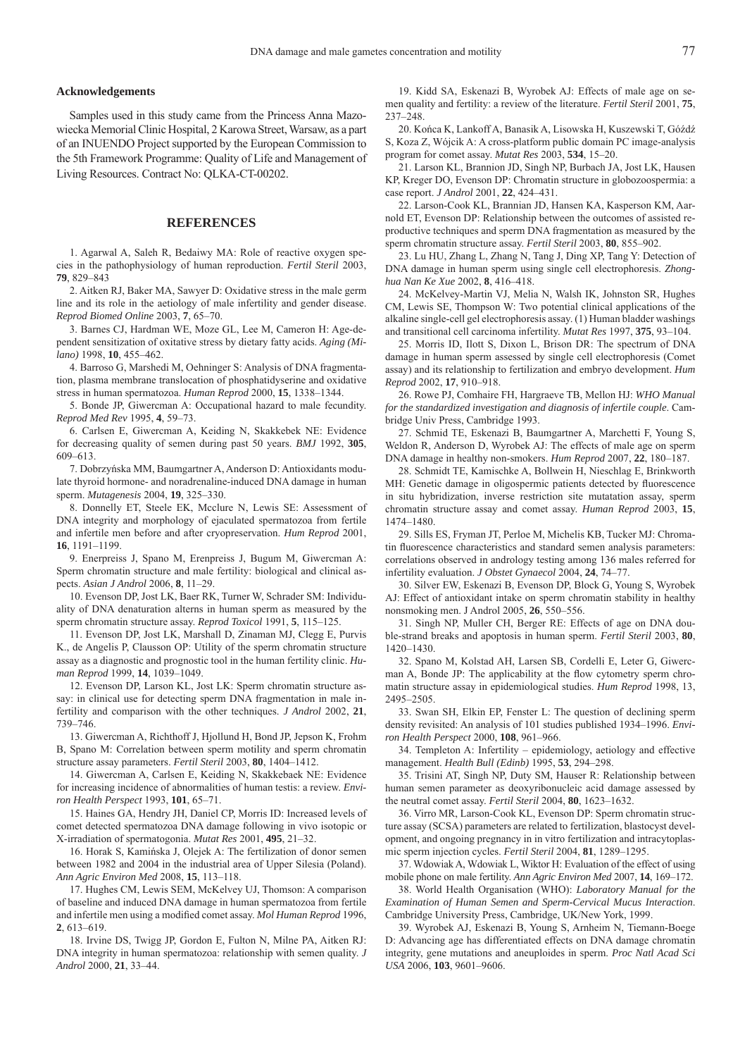### Acknowledgements

Samples used in this study came from the Princess Anna Mazowiecka Memorial Clinic Hospital, 2 Karowa Street, Warsaw, as a part of an INUENDO Project supported by the European Commission to the 5th Framework Programme: Quality of Life and Management of Living Resources. Contract No: QLKA-CT-00202.

## REFERENCES

1. Agarwal A, Saleh R, Bedaiwy MA: Role of reactive oxygen species in the pathophysiology of human reproduction. *Fertil Steril* 2003, **79**, 829–843

2. Aitken RJ, Baker MA, Sawyer D: Oxidative stress in the male germ line and its role in the aetiology of male infertility and gender disease. *Reprod Biomed Online* 2003, **7**, 65–70.

3. Barnes CJ, Hardman WE, Moze GL, Lee M, Cameron H: Age-dependent sensitization of oxitative stress by dietary fatty acids. *Aging (Milano)* 1998, **10**, 455–462.

4. Barroso G, Marshedi M, Oehninger S: Analysis of DNA fragmentation, plasma membrane translocation of phosphatidyserine and oxidative stress in human spermatozoa. *Human Reprod* 2000, **15**, 1338–1344.

5. Bonde JP, Giwercman A: Occupational hazard to male fecundity. *Reprod Med Rev* 1995, **4**, 59–73.

6. Carlsen E, Giwercman A, Keiding N, Skakkebek NE: Evidence for decreasing quality of semen during past 50 years. *BMJ* 1992, **305**, 609–613.

7. Dobrzyńska MM, Baumgartner A, Anderson D: Antioxidants modulate thyroid hormone- and noradrenaline-induced DNA damage in human sperm. *Mutagenesis* 2004, **19**, 325–330.

8. Donnelly ET, Steele EK, Mcclure N, Lewis SE: Assessment of DNA integrity and morphology of ejaculated spermatozoa from fertile and infertile men before and after cryopreservation. *Hum Reprod* 2001, **16**, 1191–1199.

9. Enerpreiss J, Spano M, Erenpreiss J, Bugum M, Giwercman A: Sperm chromatin structure and male fertility: biological and clinical aspects. *Asian J Androl* 2006, **8**, 11–29.

10. Evenson DP, Jost LK, Baer RK, Turner W, Schrader SM: Individuality of DNA denaturation alterns in human sperm as measured by the sperm chromatin structure assay. *Reprod Toxicol* 1991, **5**, 115–125.

11. Evenson DP, Jost LK, Marshall D, Zinaman MJ, Clegg E, Purvis K., de Angelis P, Clausson OP: Utility of the sperm chromatin structure assay as a diagnostic and prognostic tool in the human fertility clinic. *Human Reprod* 1999, **14**, 1039–1049.

12. Evenson DP, Larson KL, Jost LK: Sperm chromatin structure assay: in clinical use for detecting sperm DNA fragmentation in male infertility and comparison with the other techniques. *J Androl* 2002, **21**, 739–746.

13. Giwercman A, Richthoff J, Hjollund H, Bond JP, Jepson K, Frohm B, Spano M: Correlation between sperm motility and sperm chromatin structure assay parameters. *Fertil Steril* 2003, **80**, 1404–1412.

14. Giwercman A, Carlsen E, Keiding N, Skakkebaek NE: Evidence for increasing incidence of abnormalities of human testis: a review. *Environ Health Perspect* 1993, **101**, 65–71.

15. Haines GA, Hendry JH, Daniel CP, Morris ID: Increased levels of comet detected spermatozoa DNA damage following in vivo isotopic or X-irradiation of spermatogonia. *Mutat Res* 2001, **495**, 21–32.

16. Horak S, Kamińska J, Olejek A: The fertilization of donor semen between 1982 and 2004 in the industrial area of Upper Silesia (Poland). *Ann Agric Environ Med* 2008, **15**, 113–118.

17. Hughes CM, Lewis SEM, McKelvey UJ, Thomson: A comparison of baseline and induced DNA damage in human spermatozoa from fertile and infertile men using a modified comet assay. *Mol Human Reprod* 1996, **2**, 613–619.

18. Irvine DS, Twigg JP, Gordon E, Fulton N, Milne PA, Aitken RJ: DNA integrity in human spermatozoa: relationship with semen quality. *J Androl* 2000, **21**, 33–44.

19. Kidd SA, Eskenazi B, Wyrobek AJ: Effects of male age on semen quality and fertility: a review of the literature. *Fertil Steril* 2001, **75**, 237–248.

20. Końca K, Lankoff A, Banasik A, Lisowska H, Kuszewski T, Góźdź S, Koza Z, Wójcik A: A cross-platform public domain PC image-analysis program for comet assay. *Mutat Res* 2003, **534**, 15–20.

21. Larson KL, Brannion JD, Singh NP, Burbach JA, Jost LK, Hausen KP, Kreger DO, Evenson DP: Chromatin structure in globozoospermia: a case report. *J Androl* 2001, **22**, 424–431.

22. Larson-Cook KL, Brannian JD, Hansen KA, Kasperson KM, Aarnold ET, Evenson DP: Relationship between the outcomes of assisted reproductive techniques and sperm DNA fragmentation as measured by the sperm chromatin structure assay. *Fertil Steril* 2003, **80**, 855–902.

23. Lu HU, Zhang L, Zhang N, Tang J, Ding XP, Tang Y: Detection of DNA damage in human sperm using single cell electrophoresis. *Zhonghua Nan Ke Xue* 2002, **8**, 416–418.

24. McKelvey-Martin VJ, Melia N, Walsh IK, Johnston SR, Hughes CM, Lewis SE, Thompson W: Two potential clinical applications of the alkaline single-cell gel electrophoresis assay. (1) Human bladder washings and transitional cell carcinoma infertility. *Mutat Res* 1997, **375**, 93–104.

25. Morris ID, Ilott S, Dixon L, Brison DR: The spectrum of DNA damage in human sperm assessed by single cell electrophoresis (Comet assay) and its relationship to fertilization and embryo development. *Hum Reprod* 2002, **17**, 910–918.

26. Rowe PJ, Comhaire FH, Hargraeve TB, Mellon HJ: *WHO Manual for the standardized investigation and diagnosis of infertile couple*. Cambridge Univ Press, Cambridge 1993.

27. Schmid TE, Eskenazi B, Baumgartner A, Marchetti F, Young S, Weldon R, Anderson D, Wyrobek AJ: The effects of male age on sperm DNA damage in healthy non-smokers. *Hum Reprod* 2007, **22**, 180–187.

28. Schmidt TE, Kamischke A, Bollwein H, Nieschlag E, Brinkworth MH: Genetic damage in oligospermic patients detected by fluorescence in situ hybridization, inverse restriction site mutatation assay, sperm chromatin structure assay and comet assay. *Human Reprod* 2003, **15**, 1474–1480.

29. Sills ES, Fryman JT, Perloe M, Michelis KB, Tucker MJ: Chromatin fluorescence characteristics and standard semen analysis parameters: correlations observed in andrology testing among 136 males referred for infertility evaluation. *J Obstet Gynaecol* 2004, **24**, 74–77.

30. Silver EW, Eskenazi B, Evenson DP, Block G, Young S, Wyrobek AJ: Effect of antioxidant intake on sperm chromatin stability in healthy nonsmoking men. J Androl 2005, **26**, 550–556.

31. Singh NP, Muller CH, Berger RE: Effects of age on DNA double-strand breaks and apoptosis in human sperm. *Fertil Steril* 2003, **80**, 1420–1430.

32. Spano M, Kolstad AH, Larsen SB, Cordelli E, Leter G, Giwercman A, Bonde JP: The applicability at the flow cytometry sperm chromatin structure assay in epidemiological studies. *Hum Reprod* 1998, 13, 2495–2505.

33. Swan SH, Elkin EP, Fenster L: The question of declining sperm density revisited: An analysis of 101 studies published 1934–1996. *Environ Health Perspect* 2000, **108**, 961–966.

34. Templeton A: Infertility – epidemiology, aetiology and effective management. *Health Bull (Edinb)* 1995, **53**, 294–298.

35. Trisini AT, Singh NP, Duty SM, Hauser R: Relationship between human semen parameter as deoxyribonucleic acid damage assessed by the neutral comet assay. *Fertil Steril* 2004, **80**, 1623–1632.

36. Virro MR, Larson-Cook KL, Evenson DP: Sperm chromatin structure assay (SCSA) parameters are related to fertilization, blastocyst development, and ongoing pregnancy in in vitro fertilization and intracytoplasmic sperm injection cycles. *Fertil Steril* 2004, **81**, 1289–1295.

37. Wdowiak A, Wdowiak L, Wiktor H: Evaluation of the effect of using mobile phone on male fertility. *Ann Agric Environ Med* 2007, **14**, 169–172.

38. World Health Organisation (WHO): *Laboratory Manual for the Examination of Human Semen and Sperm-Cervical Mucus Interaction*. Cambridge University Press, Cambridge, UK/New York, 1999.

39. Wyrobek AJ, Eskenazi B, Young S, Arnheim N, Tiemann-Boege D: Advancing age has differentiated effects on DNA damage chromatin integrity, gene mutations and aneuploides in sperm. *Proc Natl Acad Sci USA* 2006, **103**, 9601–9606.